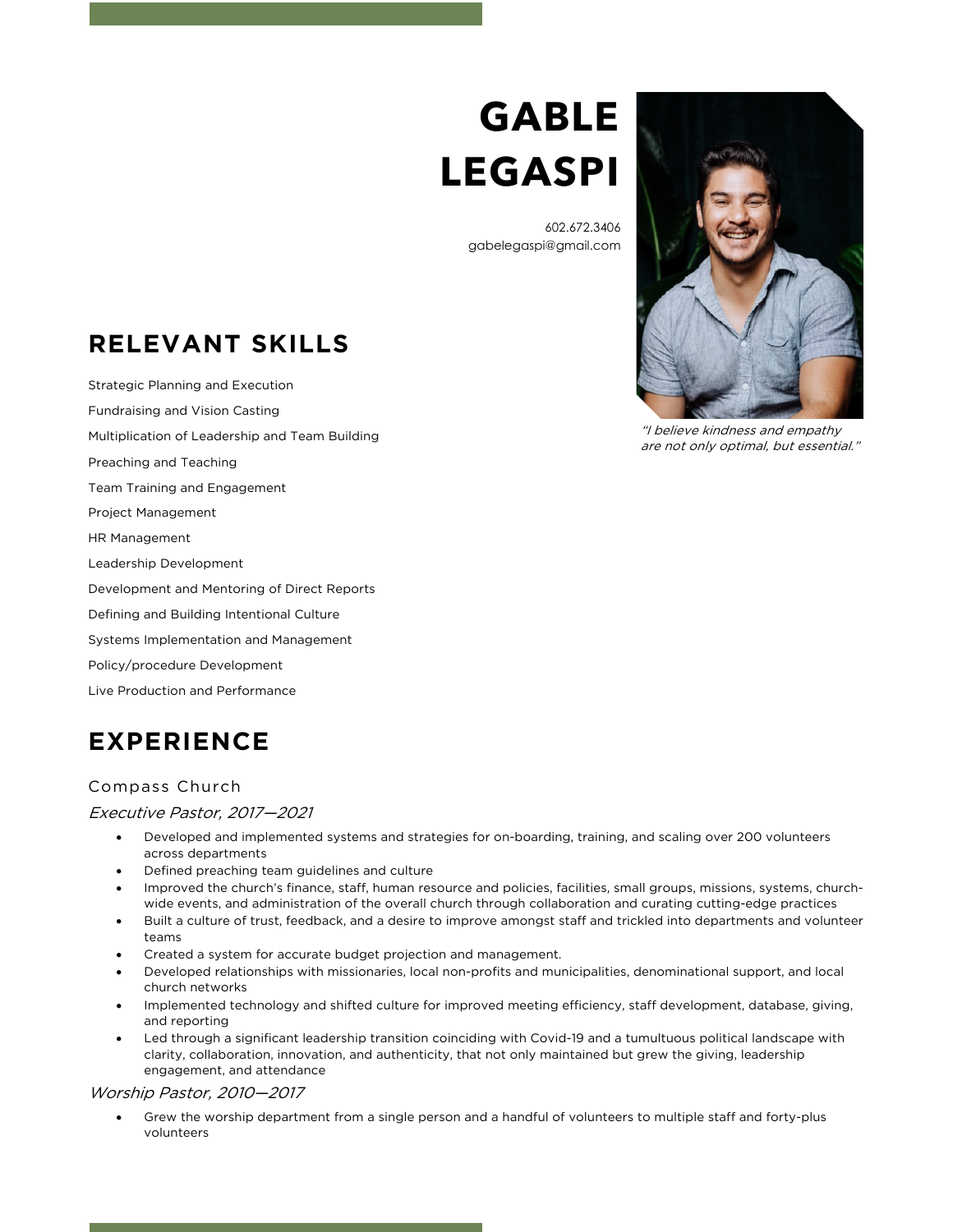# GABLE LEGASPI

602.672.3406
gabelegaspi@gmail.com

*"I believe kindness and empathy are not only optimal, but essential."*

## RELEVANT SKILLS

Strategic Planning and Execution

Fundraising and Vision Casting

Multiplication of Leadership and Team Building

Preaching and Teaching

Team Training and Engagement

Project Management

HR Management

Leadership Development

Development and Mentoring of Direct Reports

Defining and Building Intentional Culture

Systems Implementation and Management

Policy/procedure Development

Live Production and Performance

## EXPERIENCE

### Compass Church

*Executive Pastor, 2017—2021*

- Developed and implemented systems and strategies for on-boarding, training, and scaling over 200 volunteers across departments
- Defined preaching team guidelines and culture
- Improved the church's finance, staff, human resource and policies, facilities, small groups, missions, systems, church-wide events, and administration of the overall church through collaboration and curating cutting-edge practices
- Built a culture of trust, feedback, and a desire to improve amongst staff and trickled into departments and volunteer teams
- Created a system for accurate budget projection and management.
- Developed relationships with missionaries, local non-profits and municipalities, denominational support, and local church networks
- Implemented technology and shifted culture for improved meeting efficiency, staff development, database, giving, and reporting
- Led through a significant leadership transition coinciding with Covid-19 and a tumultuous political landscape with clarity, collaboration, innovation, and authenticity, that not only maintained but grew the giving, leadership engagement, and attendance

*Worship Pastor, 2010—2017*

- Grew the worship department from a single person and a handful of volunteers to multiple staff and forty-plus volunteers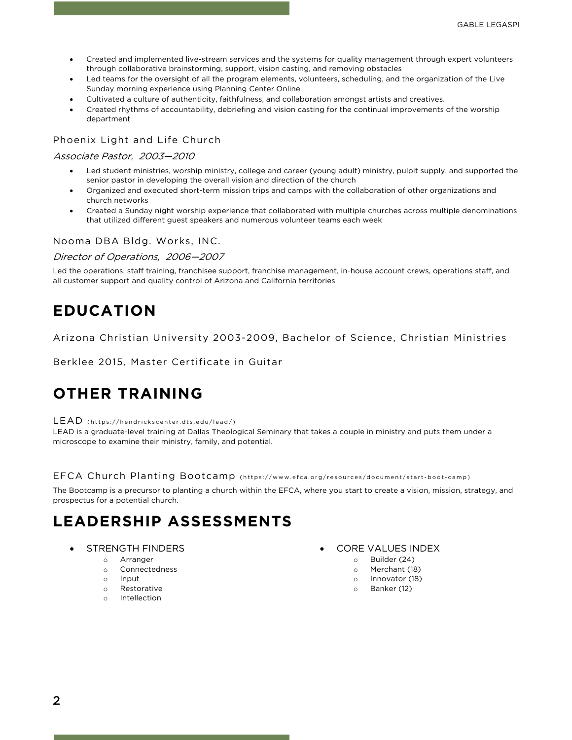- Created and implemented live-stream services and the systems for quality management through expert volunteers through collaborative brainstorming, support, vision casting, and removing obstacles
- Led teams for the oversight of all the program elements, volunteers, scheduling, and the organization of the Live Sunday morning experience using Planning Center Online
- Cultivated a culture of authenticity, faithfulness, and collaboration amongst artists and creatives.
- Created rhythms of accountability, debriefing and vision casting for the continual improvements of the worship department

### Phoenix Light and Life Church

*Associate Pastor, 2003—2010*

- Led student ministries, worship ministry, college and career (young adult) ministry, pulpit supply, and supported the senior pastor in developing the overall vision and direction of the church
- Organized and executed short-term mission trips and camps with the collaboration of other organizations and church networks
- Created a Sunday night worship experience that collaborated with multiple churches across multiple denominations that utilized different guest speakers and numerous volunteer teams each week

### Nooma DBA Bldg. Works, INC.

*Director of Operations, 2006—2007*

Led the operations, staff training, franchisee support, franchise management, in-house account crews, operations staff, and all customer support and quality control of Arizona and California territories

## EDUCATION

Arizona Christian University 2003-2009, Bachelor of Science, Christian Ministries

Berklee 2015, Master Certificate in Guitar

## OTHER TRAINING

### LEAD (https://hendrickscenter.dts.edu/lead/)

LEAD is a graduate-level training at Dallas Theological Seminary that takes a couple in ministry and puts them under a microscope to examine their ministry, family, and potential.

### EFCA Church Planting Bootcamp (https://www.efca.org/resources/document/start-boot-camp)

The Bootcamp is a precursor to planting a church within the EFCA, where you start to create a vision, mission, strategy, and prospectus for a potential church.

## LEADERSHIP ASSESSMENTS

- STRENGTH FINDERS
  - Arranger
  - Connectedness
  - Input
  - Restorative
  - Intellection
- CORE VALUES INDEX
  - Builder (24)
  - Merchant (18)
  - Innovator (18)
  - Banker (12)